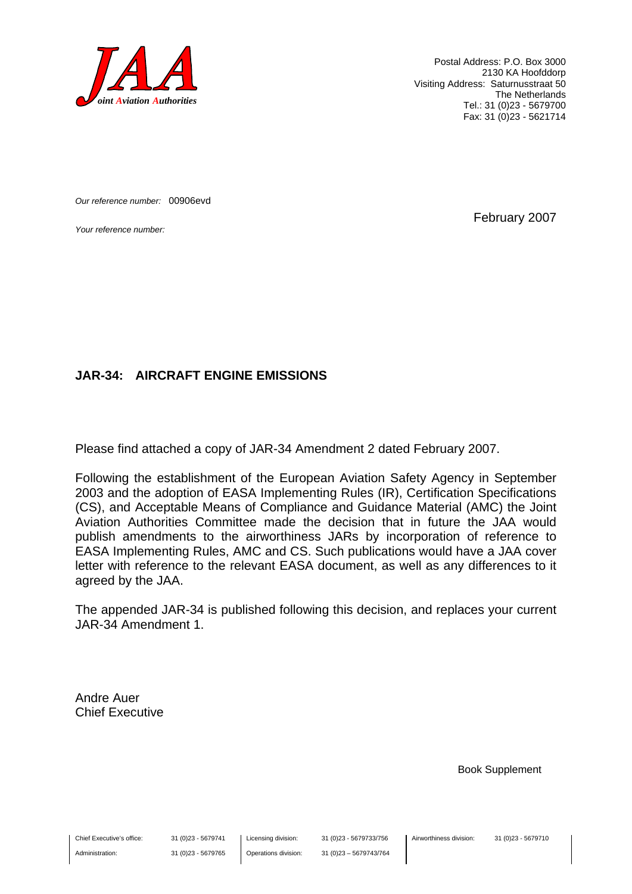**JAA**
*Joint Aviation Authorities*

Postal Address: P.O. Box 3000
2130 KA Hoofddorp
Visiting Address: Saturnusstraat 50
The Netherlands
Tel.: 31 (0)23 - 5679700
Fax: 31 (0)23 - 5621714

*Our reference number:* 00906evd

*Your reference number:*

February 2007

**JAR-34: AIRCRAFT ENGINE EMISSIONS**

Please find attached a copy of JAR-34 Amendment 2 dated February 2007.

Following the establishment of the European Aviation Safety Agency in September 2003 and the adoption of EASA Implementing Rules (IR), Certification Specifications (CS), and Acceptable Means of Compliance and Guidance Material (AMC) the Joint Aviation Authorities Committee made the decision that in future the JAA would publish amendments to the airworthiness JARs by incorporation of reference to EASA Implementing Rules, AMC and CS. Such publications would have a JAA cover letter with reference to the relevant EASA document, as well as any differences to it agreed by the JAA.

The appended JAR-34 is published following this decision, and replaces your current JAR-34 Amendment 1.

Andre Auer
Chief Executive

Book Supplement

| Chief Executive's office: | 31 (0)23 - 5679741 | Licensing division: | 31 (0)23 - 5679733/756 | Airworthiness division: | 31 (0)23 - 5679710 |
|---|---|---|---|---|---|
| Administration: | 31 (0)23 - 5679765 | Operations division: | 31 (0)23 – 5679743/764 | | |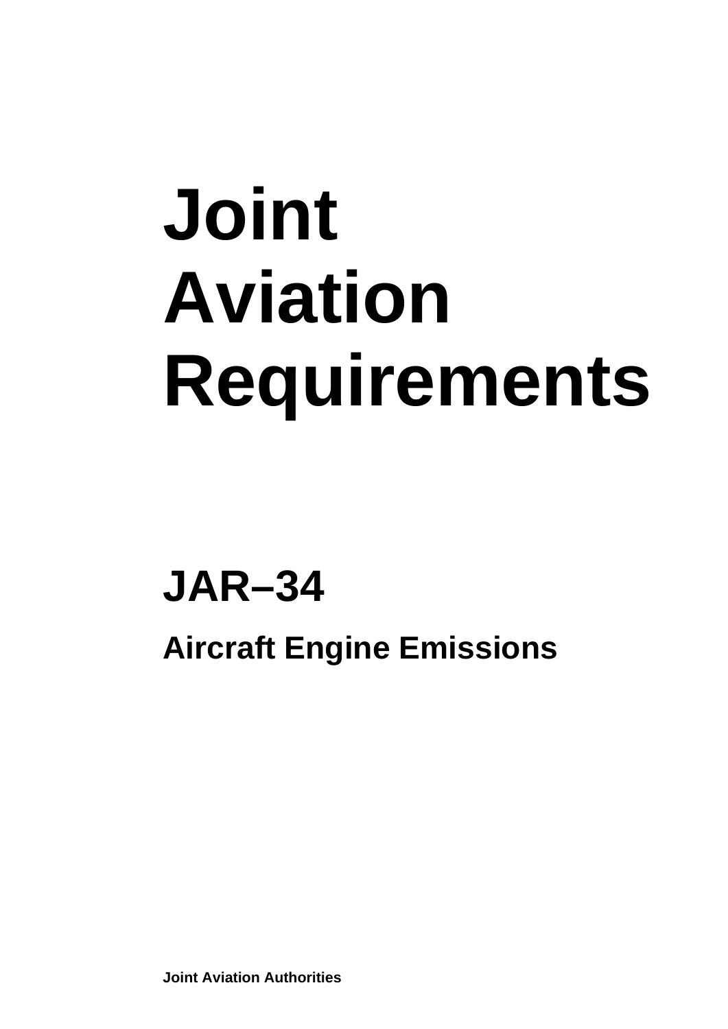# Joint Aviation Requirements

## JAR–34

### Aircraft Engine Emissions

**Joint Aviation Authorities**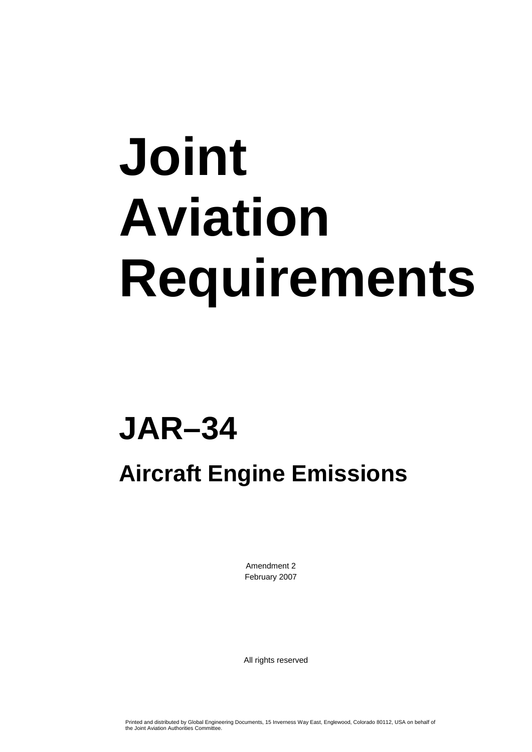# Joint Aviation Requirements

## JAR–34

### Aircraft Engine Emissions

Amendment 2
February 2007

All rights reserved

Printed and distributed by Global Engineering Documents, 15 Inverness Way East, Englewood, Colorado 80112, USA on behalf of the Joint Aviation Authorities Committee.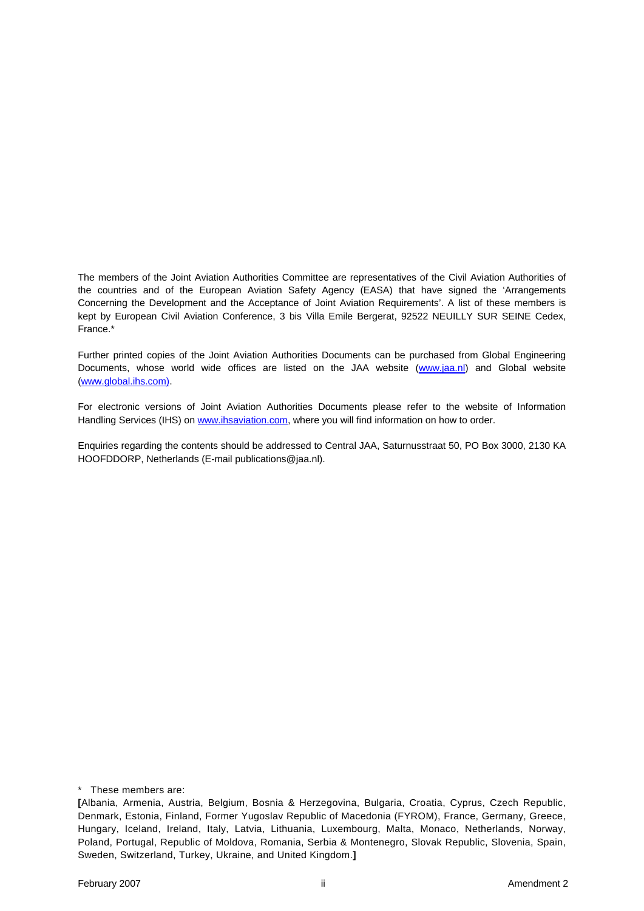The members of the Joint Aviation Authorities Committee are representatives of the Civil Aviation Authorities of the countries and of the European Aviation Safety Agency (EASA) that have signed the 'Arrangements Concerning the Development and the Acceptance of Joint Aviation Requirements'. A list of these members is kept by European Civil Aviation Conference, 3 bis Villa Emile Bergerat, 92522 NEUILLY SUR SEINE Cedex, France.*

Further printed copies of the Joint Aviation Authorities Documents can be purchased from Global Engineering Documents, whose world wide offices are listed on the JAA website (www.jaa.nl) and Global website (www.global.ihs.com).

For electronic versions of Joint Aviation Authorities Documents please refer to the website of Information Handling Services (IHS) on www.ihsaviation.com, where you will find information on how to order.

Enquiries regarding the contents should be addressed to Central JAA, Saturnusstraat 50, PO Box 3000, 2130 KA HOOFDDORP, Netherlands (E-mail publications@jaa.nl).

\* These members are:

**[**Albania, Armenia, Austria, Belgium, Bosnia & Herzegovina, Bulgaria, Croatia, Cyprus, Czech Republic, Denmark, Estonia, Finland, Former Yugoslav Republic of Macedonia (FYROM), France, Germany, Greece, Hungary, Iceland, Ireland, Italy, Latvia, Lithuania, Luxembourg, Malta, Monaco, Netherlands, Norway, Poland, Portugal, Republic of Moldova, Romania, Serbia & Montenegro, Slovak Republic, Slovenia, Spain, Sweden, Switzerland, Turkey, Ukraine, and United Kingdom.**]**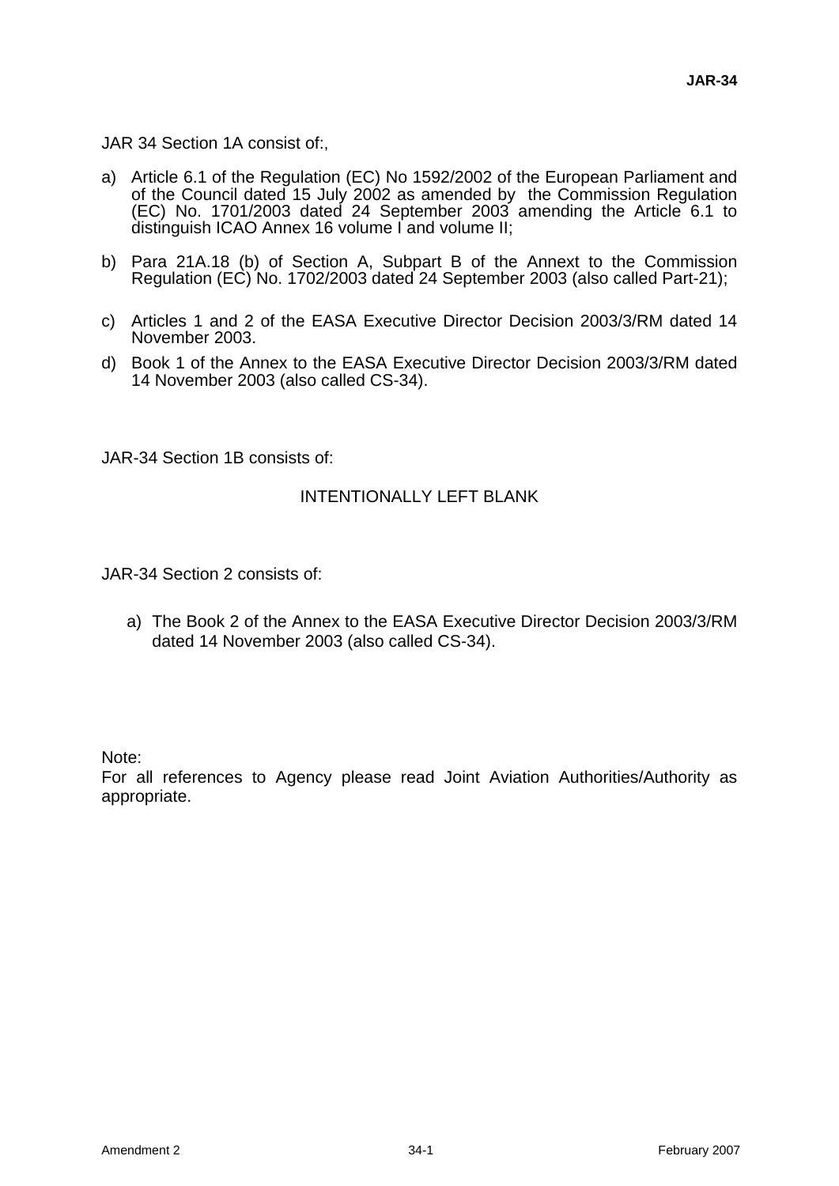JAR 34 Section 1A consist of:,

a) Article 6.1 of the Regulation (EC) No 1592/2002 of the European Parliament and of the Council dated 15 July 2002 as amended by the Commission Regulation (EC) No. 1701/2003 dated 24 September 2003 amending the Article 6.1 to distinguish ICAO Annex 16 volume I and volume II;

b) Para 21A.18 (b) of Section A, Subpart B of the Annext to the Commission Regulation (EC) No. 1702/2003 dated 24 September 2003 (also called Part-21);

c) Articles 1 and 2 of the EASA Executive Director Decision 2003/3/RM dated 14 November 2003.

d) Book 1 of the Annex to the EASA Executive Director Decision 2003/3/RM dated 14 November 2003 (also called CS-34).

JAR-34 Section 1B consists of:

INTENTIONALLY LEFT BLANK

JAR-34 Section 2 consists of:

a) The Book 2 of the Annex to the EASA Executive Director Decision 2003/3/RM dated 14 November 2003 (also called CS-34).

Note:
For all references to Agency please read Joint Aviation Authorities/Authority as appropriate.